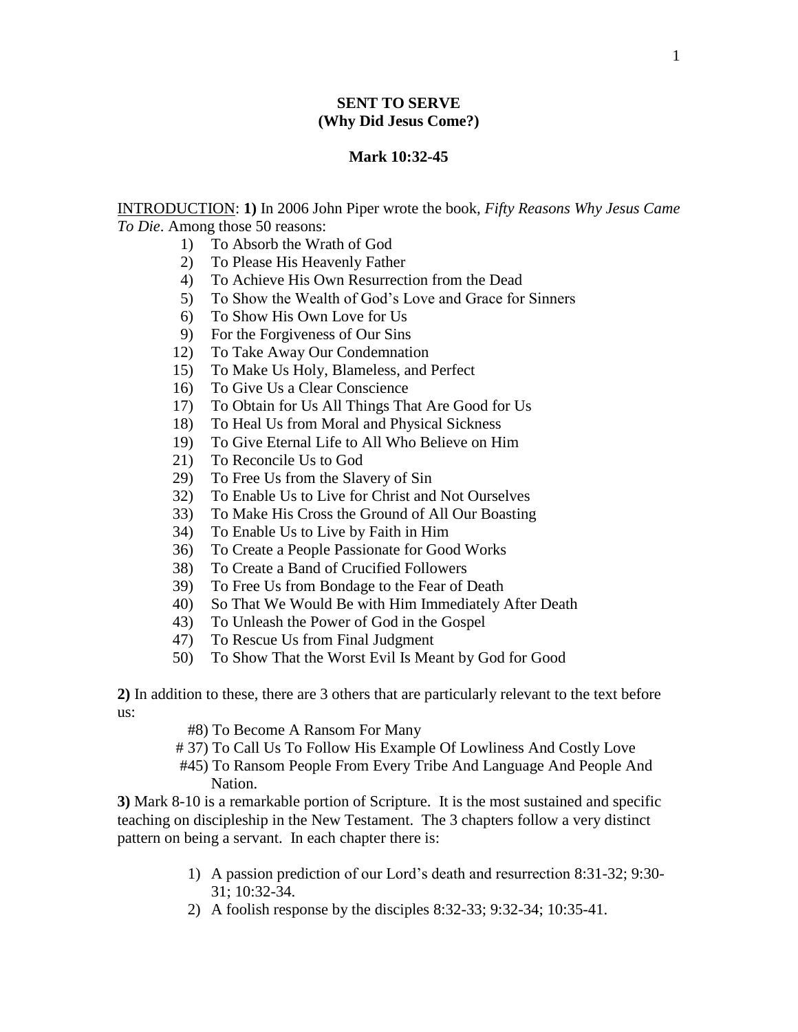# SENT TO SERVE
## (Why Did Jesus Come?)

### Mark 10:32-45

INTRODUCTION: **1)** In 2006 John Piper wrote the book, *Fifty Reasons Why Jesus Came To Die*. Among those 50 reasons:

1) To Absorb the Wrath of God
2) To Please His Heavenly Father
4) To Achieve His Own Resurrection from the Dead
5) To Show the Wealth of God's Love and Grace for Sinners
6) To Show His Own Love for Us
9) For the Forgiveness of Our Sins
12) To Take Away Our Condemnation
15) To Make Us Holy, Blameless, and Perfect
16) To Give Us a Clear Conscience
17) To Obtain for Us All Things That Are Good for Us
18) To Heal Us from Moral and Physical Sickness
19) To Give Eternal Life to All Who Believe on Him
21) To Reconcile Us to God
29) To Free Us from the Slavery of Sin
32) To Enable Us to Live for Christ and Not Ourselves
33) To Make His Cross the Ground of All Our Boasting
34) To Enable Us to Live by Faith in Him
36) To Create a People Passionate for Good Works
38) To Create a Band of Crucified Followers
39) To Free Us from Bondage to the Fear of Death
40) So That We Would Be with Him Immediately After Death
43) To Unleash the Power of God in the Gospel
47) To Rescue Us from Final Judgment
50) To Show That the Worst Evil Is Meant by God for Good

**2)** In addition to these, there are 3 others that are particularly relevant to the text before us:

#8) To Become A Ransom For Many
# 37) To Call Us To Follow His Example Of Lowliness And Costly Love
#45) To Ransom People From Every Tribe And Language And People And Nation.

**3)** Mark 8-10 is a remarkable portion of Scripture. It is the most sustained and specific teaching on discipleship in the New Testament. The 3 chapters follow a very distinct pattern on being a servant. In each chapter there is:

1) A passion prediction of our Lord's death and resurrection 8:31-32; 9:30-31; 10:32-34.
2) A foolish response by the disciples 8:32-33; 9:32-34; 10:35-41.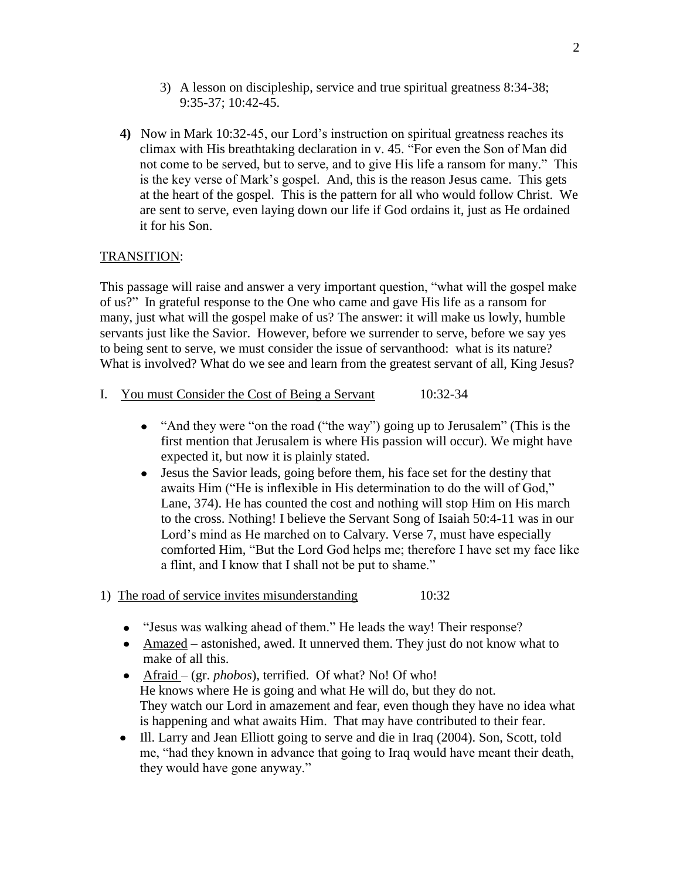3) A lesson on discipleship, service and true spiritual greatness 8:34-38; 9:35-37; 10:42-45.

**4)** Now in Mark 10:32-45, our Lord's instruction on spiritual greatness reaches its climax with His breathtaking declaration in v. 45. "For even the Son of Man did not come to be served, but to serve, and to give His life a ransom for many." This is the key verse of Mark's gospel. And, this is the reason Jesus came. This gets at the heart of the gospel. This is the pattern for all who would follow Christ. We are sent to serve, even laying down our life if God ordains it, just as He ordained it for his Son.

<u>TRANSITION</u>:

This passage will raise and answer a very important question, "what will the gospel make of us?" In grateful response to the One who came and gave His life as a ransom for many, just what will the gospel make of us? The answer: it will make us lowly, humble servants just like the Savior. However, before we surrender to serve, before we say yes to being sent to serve, we must consider the issue of servanthood: what is its nature? What is involved? What do we see and learn from the greatest servant of all, King Jesus?

I. <u>You must Consider the Cost of Being a Servant</u> 10:32-34

- "And they were "on the road ("the way") going up to Jerusalem" (This is the first mention that Jerusalem is where His passion will occur). We might have expected it, but now it is plainly stated.
- Jesus the Savior leads, going before them, his face set for the destiny that awaits Him ("He is inflexible in His determination to do the will of God," Lane, 374). He has counted the cost and nothing will stop Him on His march to the cross. Nothing! I believe the Servant Song of Isaiah 50:4-11 was in our Lord's mind as He marched on to Calvary. Verse 7, must have especially comforted Him, "But the Lord God helps me; therefore I have set my face like a flint, and I know that I shall not be put to shame."

1) <u>The road of service invites misunderstanding</u> 10:32

- "Jesus was walking ahead of them." He leads the way! Their response?
- <u>Amazed</u> – astonished, awed. It unnerved them. They just do not know what to make of all this.
- <u>Afraid</u> – (gr. *phobos*), terrified. Of what? No! Of who!
  He knows where He is going and what He will do, but they do not.
  They watch our Lord in amazement and fear, even though they have no idea what is happening and what awaits Him. That may have contributed to their fear.
- Ill. Larry and Jean Elliott going to serve and die in Iraq (2004). Son, Scott, told me, "had they known in advance that going to Iraq would have meant their death, they would have gone anyway."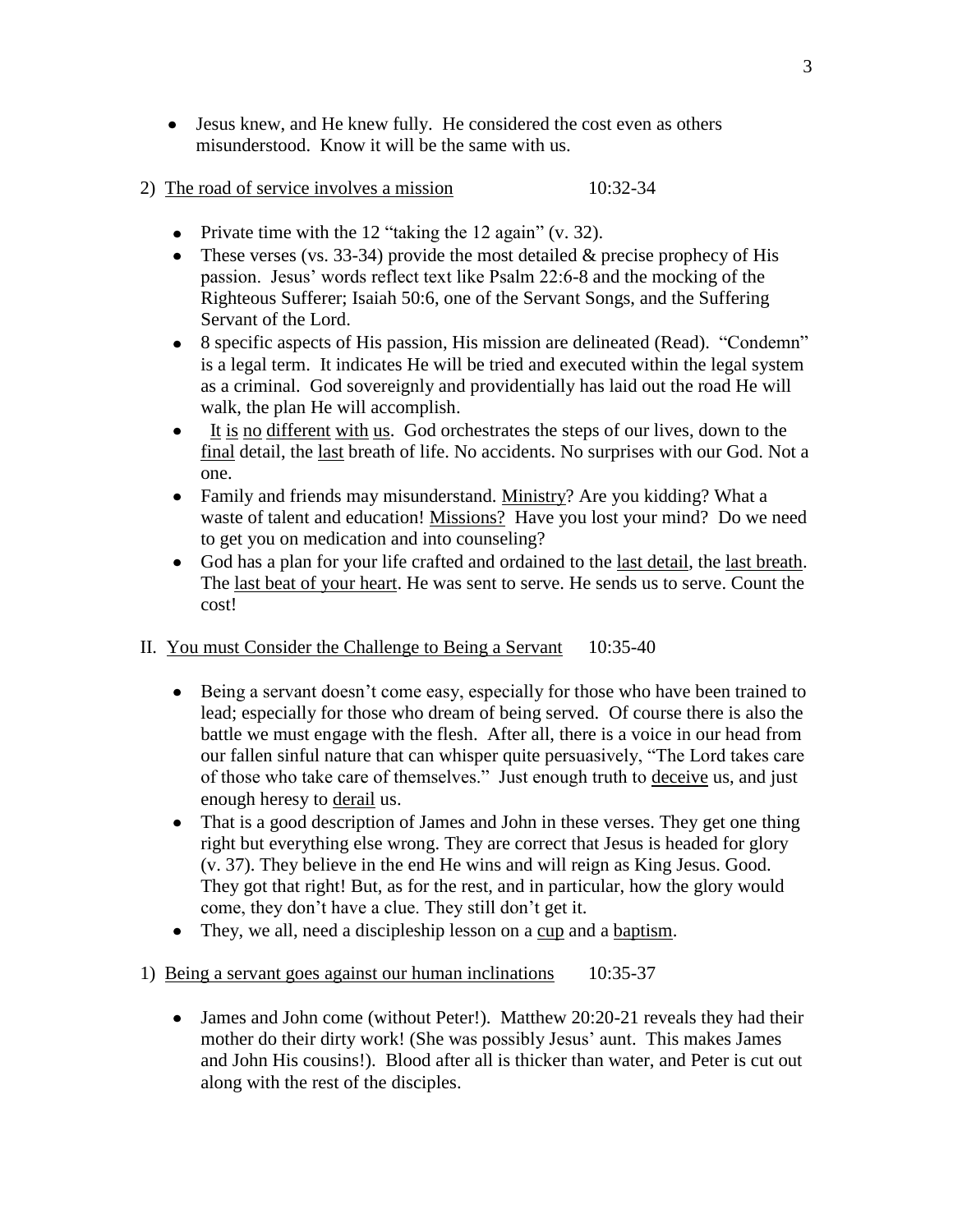- Jesus knew, and He knew fully. He considered the cost even as others misunderstood. Know it will be the same with us.

2) <u>The road of service involves a mission</u> 10:32-34

- Private time with the 12 "taking the 12 again" (v. 32).
- These verses (vs. 33-34) provide the most detailed & precise prophecy of His passion. Jesus' words reflect text like Psalm 22:6-8 and the mocking of the Righteous Sufferer; Isaiah 50:6, one of the Servant Songs, and the Suffering Servant of the Lord.
- 8 specific aspects of His passion, His mission are delineated (Read). "Condemn" is a legal term. It indicates He will be tried and executed within the legal system as a criminal. God sovereignly and providentially has laid out the road He will walk, the plan He will accomplish.
- <u>It is no different with us</u>. God orchestrates the steps of our lives, down to the <u>final</u> detail, the <u>last</u> breath of life. No accidents. No surprises with our God. Not a one.
- Family and friends may misunderstand. <u>Ministry</u>? Are you kidding? What a waste of talent and education! <u>Missions?</u> Have you lost your mind? Do we need to get you on medication and into counseling?
- God has a plan for your life crafted and ordained to the <u>last detail</u>, the <u>last breath</u>. The <u>last beat of your heart</u>. He was sent to serve. He sends us to serve. Count the cost!

II. <u>You must Consider the Challenge to Being a Servant</u> 10:35-40

- Being a servant doesn't come easy, especially for those who have been trained to lead; especially for those who dream of being served. Of course there is also the battle we must engage with the flesh. After all, there is a voice in our head from our fallen sinful nature that can whisper quite persuasively, "The Lord takes care of those who take care of themselves." Just enough truth to <u>deceive</u> us, and just enough heresy to <u>derail</u> us.
- That is a good description of James and John in these verses. They get one thing right but everything else wrong. They are correct that Jesus is headed for glory (v. 37). They believe in the end He wins and will reign as King Jesus. Good. They got that right! But, as for the rest, and in particular, how the glory would come, they don't have a clue. They still don't get it.
- They, we all, need a discipleship lesson on a <u>cup</u> and a <u>baptism</u>.

1) <u>Being a servant goes against our human inclinations</u> 10:35-37

- James and John come (without Peter!). Matthew 20:20-21 reveals they had their mother do their dirty work! (She was possibly Jesus' aunt. This makes James and John His cousins!). Blood after all is thicker than water, and Peter is cut out along with the rest of the disciples.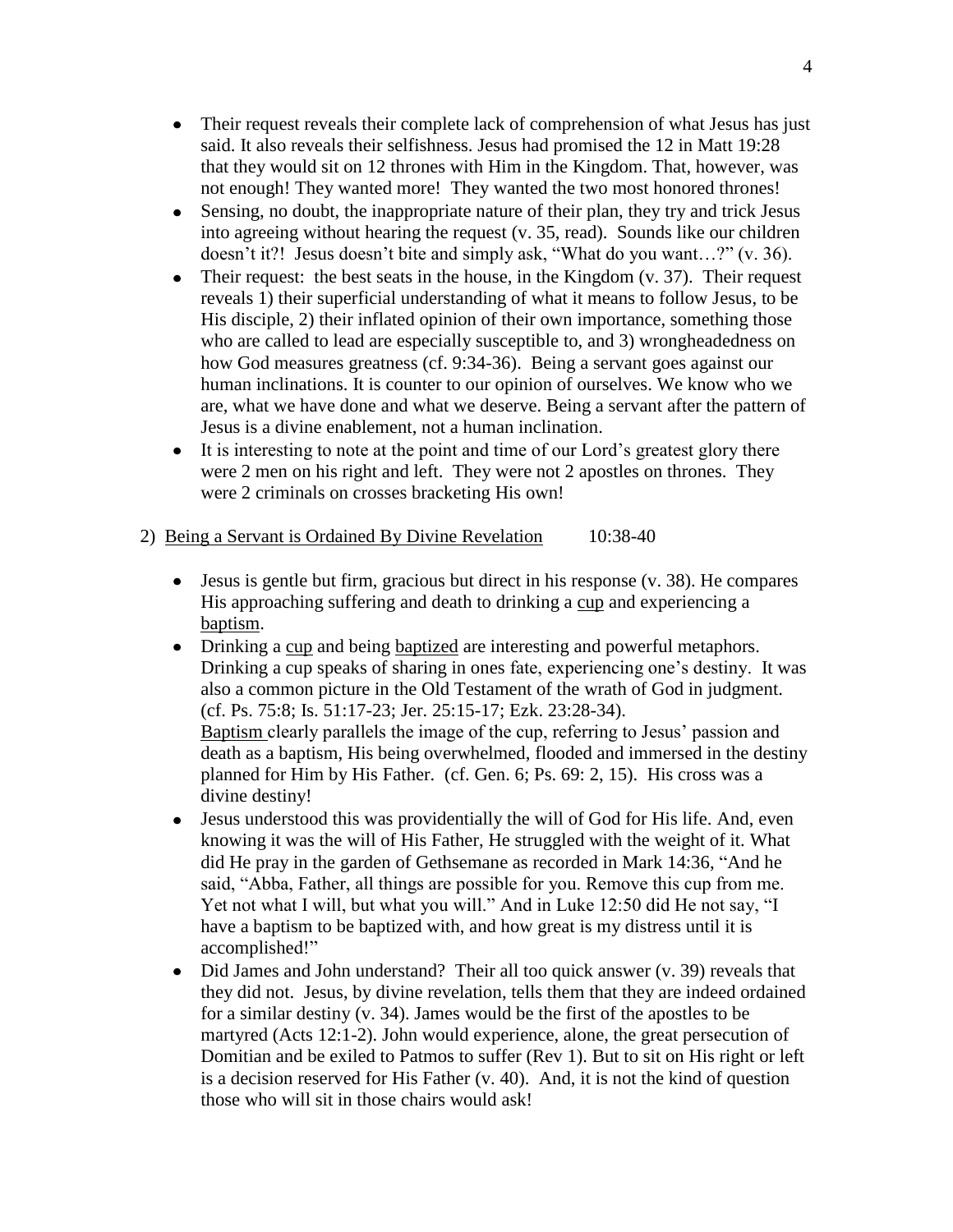- Their request reveals their complete lack of comprehension of what Jesus has just said. It also reveals their selfishness. Jesus had promised the 12 in Matt 19:28 that they would sit on 12 thrones with Him in the Kingdom. That, however, was not enough! They wanted more! They wanted the two most honored thrones!
- Sensing, no doubt, the inappropriate nature of their plan, they try and trick Jesus into agreeing without hearing the request (v. 35, read). Sounds like our children doesn't it?! Jesus doesn't bite and simply ask, "What do you want…?" (v. 36).
- Their request: the best seats in the house, in the Kingdom (v. 37). Their request reveals 1) their superficial understanding of what it means to follow Jesus, to be His disciple, 2) their inflated opinion of their own importance, something those who are called to lead are especially susceptible to, and 3) wrongheadedness on how God measures greatness (cf. 9:34-36). Being a servant goes against our human inclinations. It is counter to our opinion of ourselves. We know who we are, what we have done and what we deserve. Being a servant after the pattern of Jesus is a divine enablement, not a human inclination.
- It is interesting to note at the point and time of our Lord's greatest glory there were 2 men on his right and left. They were not 2 apostles on thrones. They were 2 criminals on crosses bracketing His own!

2) <u>Being a Servant is Ordained By Divine Revelation</u> 10:38-40

- Jesus is gentle but firm, gracious but direct in his response (v. 38). He compares His approaching suffering and death to drinking a <u>cup</u> and experiencing a <u>baptism</u>.
- Drinking a <u>cup</u> and being <u>baptized</u> are interesting and powerful metaphors. Drinking a cup speaks of sharing in ones fate, experiencing one's destiny. It was also a common picture in the Old Testament of the wrath of God in judgment. (cf. Ps. 75:8; Is. 51:17-23; Jer. 25:15-17; Ezk. 23:28-34).
  <u>Baptism</u> clearly parallels the image of the cup, referring to Jesus' passion and death as a baptism, His being overwhelmed, flooded and immersed in the destiny planned for Him by His Father. (cf. Gen. 6; Ps. 69: 2, 15). His cross was a divine destiny!
- Jesus understood this was providentially the will of God for His life. And, even knowing it was the will of His Father, He struggled with the weight of it. What did He pray in the garden of Gethsemane as recorded in Mark 14:36, "And he said, "Abba, Father, all things are possible for you. Remove this cup from me. Yet not what I will, but what you will." And in Luke 12:50 did He not say, "I have a baptism to be baptized with, and how great is my distress until it is accomplished!"
- Did James and John understand? Their all too quick answer (v. 39) reveals that they did not. Jesus, by divine revelation, tells them that they are indeed ordained for a similar destiny (v. 34). James would be the first of the apostles to be martyred (Acts 12:1-2). John would experience, alone, the great persecution of Domitian and be exiled to Patmos to suffer (Rev 1). But to sit on His right or left is a decision reserved for His Father (v. 40). And, it is not the kind of question those who will sit in those chairs would ask!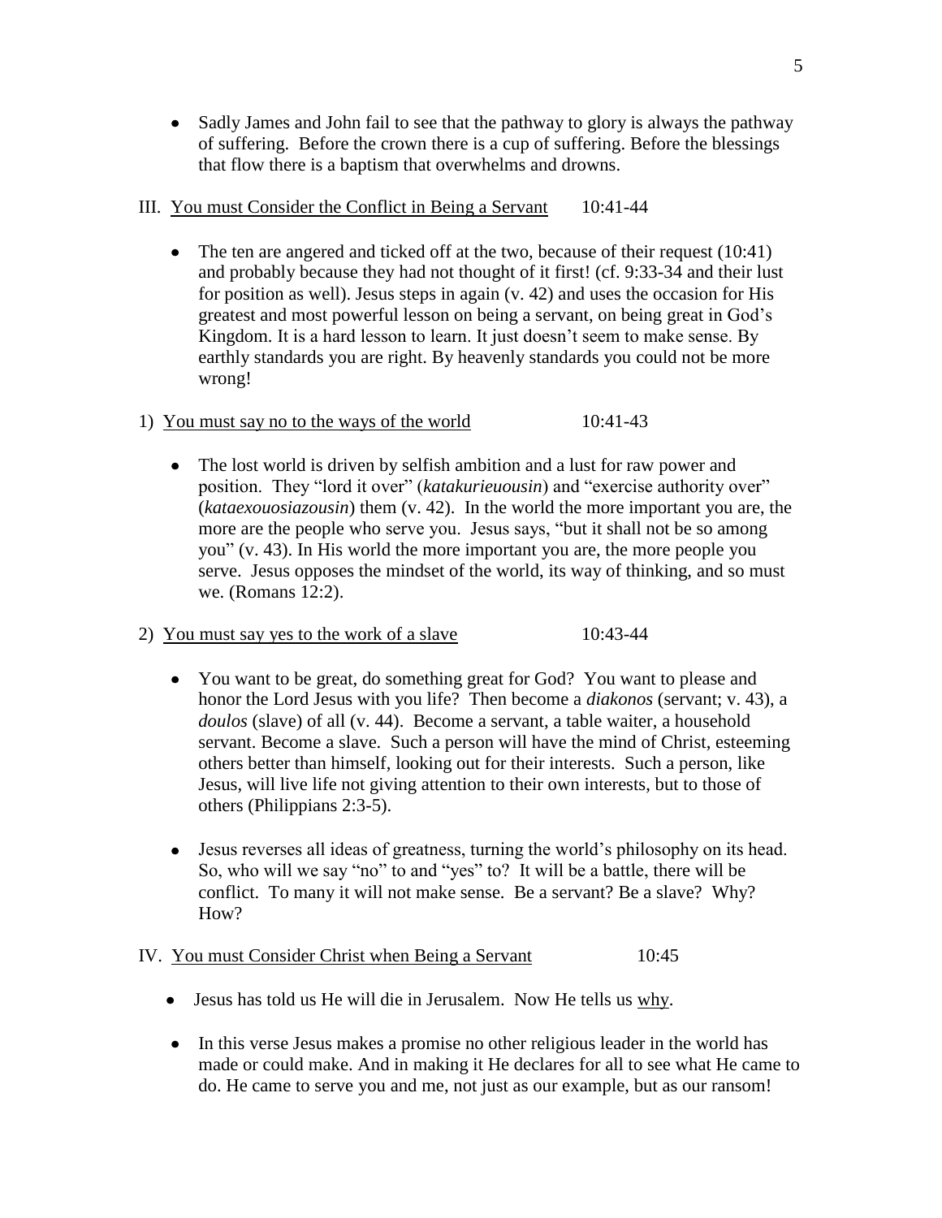- Sadly James and John fail to see that the pathway to glory is always the pathway of suffering. Before the crown there is a cup of suffering. Before the blessings that flow there is a baptism that overwhelms and drowns.

III. <u>You must Consider the Conflict in Being a Servant</u> 10:41-44

- The ten are angered and ticked off at the two, because of their request (10:41) and probably because they had not thought of it first! (cf. 9:33-34 and their lust for position as well). Jesus steps in again (v. 42) and uses the occasion for His greatest and most powerful lesson on being a servant, on being great in God's Kingdom. It is a hard lesson to learn. It just doesn't seem to make sense. By earthly standards you are right. By heavenly standards you could not be more wrong!

1) <u>You must say no to the ways of the world</u> 10:41-43

- The lost world is driven by selfish ambition and a lust for raw power and position. They "lord it over" (*katakurieuousin*) and "exercise authority over" (*kataexouosiazousin*) them (v. 42). In the world the more important you are, the more are the people who serve you. Jesus says, "but it shall not be so among you" (v. 43). In His world the more important you are, the more people you serve. Jesus opposes the mindset of the world, its way of thinking, and so must we. (Romans 12:2).

2) <u>You must say yes to the work of a slave</u> 10:43-44

- You want to be great, do something great for God? You want to please and honor the Lord Jesus with you life? Then become a *diakonos* (servant; v. 43), a *doulos* (slave) of all (v. 44). Become a servant, a table waiter, a household servant. Become a slave. Such a person will have the mind of Christ, esteeming others better than himself, looking out for their interests. Such a person, like Jesus, will live life not giving attention to their own interests, but to those of others (Philippians 2:3-5).

- Jesus reverses all ideas of greatness, turning the world's philosophy on its head. So, who will we say "no" to and "yes" to? It will be a battle, there will be conflict. To many it will not make sense. Be a servant? Be a slave? Why? How?

IV. <u>You must Consider Christ when Being a Servant</u> 10:45

- Jesus has told us He will die in Jerusalem. Now He tells us <u>why</u>.

- In this verse Jesus makes a promise no other religious leader in the world has made or could make. And in making it He declares for all to see what He came to do. He came to serve you and me, not just as our example, but as our ransom!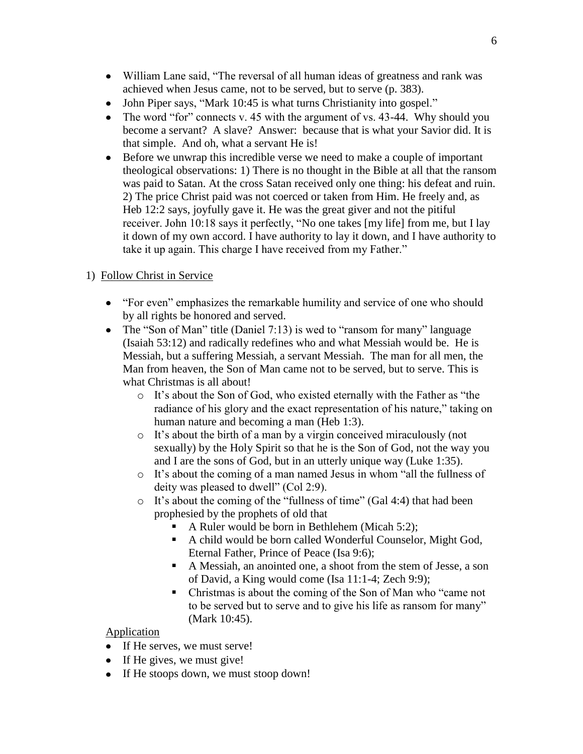- William Lane said, "The reversal of all human ideas of greatness and rank was achieved when Jesus came, not to be served, but to serve (p. 383).
- John Piper says, "Mark 10:45 is what turns Christianity into gospel."
- The word "for" connects v. 45 with the argument of vs. 43-44. Why should you become a servant? A slave? Answer: because that is what your Savior did. It is that simple. And oh, what a servant He is!
- Before we unwrap this incredible verse we need to make a couple of important theological observations: 1) There is no thought in the Bible at all that the ransom was paid to Satan. At the cross Satan received only one thing: his defeat and ruin. 2) The price Christ paid was not coerced or taken from Him. He freely and, as Heb 12:2 says, joyfully gave it. He was the great giver and not the pitiful receiver. John 10:18 says it perfectly, "No one takes [my life] from me, but I lay it down of my own accord. I have authority to lay it down, and I have authority to take it up again. This charge I have received from my Father."

1) <u>Follow Christ in Service</u>

- "For even" emphasizes the remarkable humility and service of one who should by all rights be honored and served.
- The "Son of Man" title (Daniel 7:13) is wed to "ransom for many" language (Isaiah 53:12) and radically redefines who and what Messiah would be. He is Messiah, but a suffering Messiah, a servant Messiah. The man for all men, the Man from heaven, the Son of Man came not to be served, but to serve. This is what Christmas is all about!
  - It's about the Son of God, who existed eternally with the Father as "the radiance of his glory and the exact representation of his nature," taking on human nature and becoming a man (Heb 1:3).
  - It's about the birth of a man by a virgin conceived miraculously (not sexually) by the Holy Spirit so that he is the Son of God, not the way you and I are the sons of God, but in an utterly unique way (Luke 1:35).
  - It's about the coming of a man named Jesus in whom "all the fullness of deity was pleased to dwell" (Col 2:9).
  - It's about the coming of the "fullness of time" (Gal 4:4) that had been prophesied by the prophets of old that
    - A Ruler would be born in Bethlehem (Micah 5:2);
    - A child would be born called Wonderful Counselor, Might God, Eternal Father, Prince of Peace (Isa 9:6);
    - A Messiah, an anointed one, a shoot from the stem of Jesse, a son of David, a King would come (Isa 11:1-4; Zech 9:9);
    - Christmas is about the coming of the Son of Man who "came not to be served but to serve and to give his life as ransom for many" (Mark 10:45).

<u>Application</u>

- If He serves, we must serve!
- If He gives, we must give!
- If He stoops down, we must stoop down!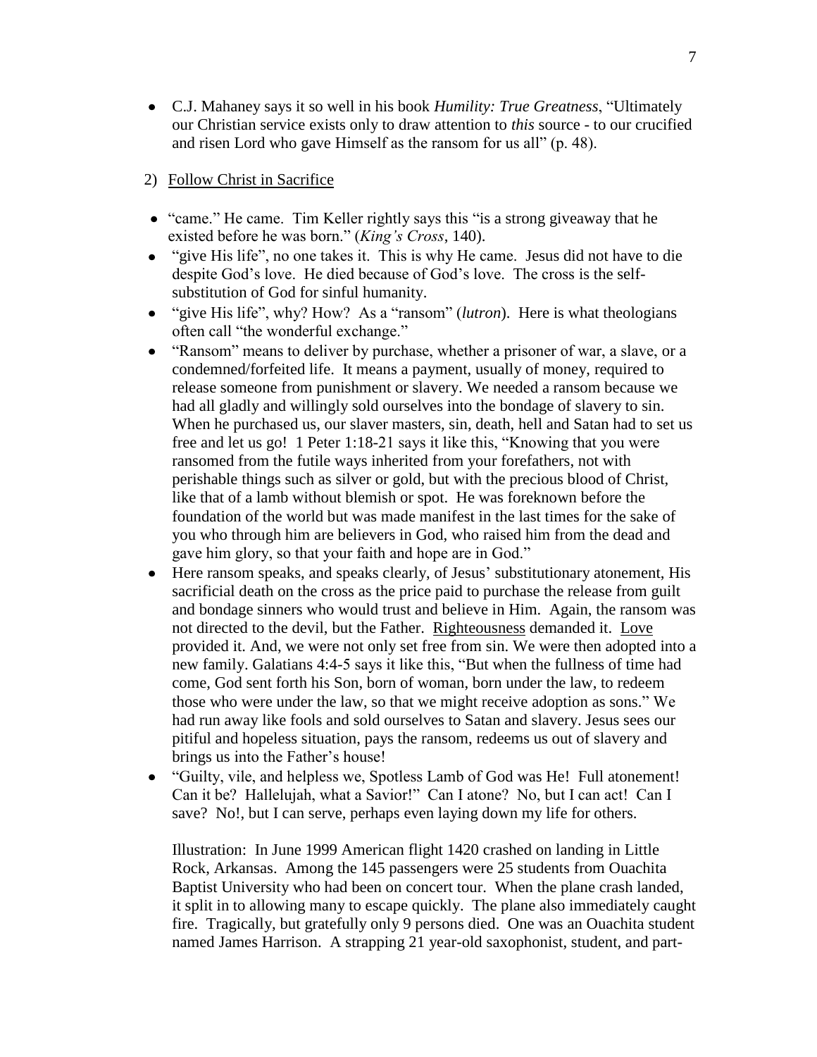- C.J. Mahaney says it so well in his book *Humility: True Greatness*, "Ultimately our Christian service exists only to draw attention to *this* source - to our crucified and risen Lord who gave Himself as the ransom for us all" (p. 48).

2) Follow Christ in Sacrifice

- "came." He came. Tim Keller rightly says this "is a strong giveaway that he existed before he was born." (*King's Cross*, 140).
- "give His life", no one takes it. This is why He came. Jesus did not have to die despite God's love. He died because of God's love. The cross is the self-substitution of God for sinful humanity.
- "give His life", why? How? As a "ransom" (*lutron*). Here is what theologians often call "the wonderful exchange."
- "Ransom" means to deliver by purchase, whether a prisoner of war, a slave, or a condemned/forfeited life. It means a payment, usually of money, required to release someone from punishment or slavery. We needed a ransom because we had all gladly and willingly sold ourselves into the bondage of slavery to sin. When he purchased us, our slaver masters, sin, death, hell and Satan had to set us free and let us go! 1 Peter 1:18-21 says it like this, "Knowing that you were ransomed from the futile ways inherited from your forefathers, not with perishable things such as silver or gold, but with the precious blood of Christ, like that of a lamb without blemish or spot. He was foreknown before the foundation of the world but was made manifest in the last times for the sake of you who through him are believers in God, who raised him from the dead and gave him glory, so that your faith and hope are in God."
- Here ransom speaks, and speaks clearly, of Jesus' substitutionary atonement, His sacrificial death on the cross as the price paid to purchase the release from guilt and bondage sinners who would trust and believe in Him. Again, the ransom was not directed to the devil, but the Father. Righteousness demanded it. Love provided it. And, we were not only set free from sin. We were then adopted into a new family. Galatians 4:4-5 says it like this, "But when the fullness of time had come, God sent forth his Son, born of woman, born under the law, to redeem those who were under the law, so that we might receive adoption as sons." We had run away like fools and sold ourselves to Satan and slavery. Jesus sees our pitiful and hopeless situation, pays the ransom, redeems us out of slavery and brings us into the Father's house!
- "Guilty, vile, and helpless we, Spotless Lamb of God was He! Full atonement! Can it be? Hallelujah, what a Savior!" Can I atone? No, but I can act! Can I save? No!, but I can serve, perhaps even laying down my life for others.

  Illustration: In June 1999 American flight 1420 crashed on landing in Little Rock, Arkansas. Among the 145 passengers were 25 students from Ouachita Baptist University who had been on concert tour. When the plane crash landed, it split in to allowing many to escape quickly. The plane also immediately caught fire. Tragically, but gratefully only 9 persons died. One was an Ouachita student named James Harrison. A strapping 21 year-old saxophonist, student, and part-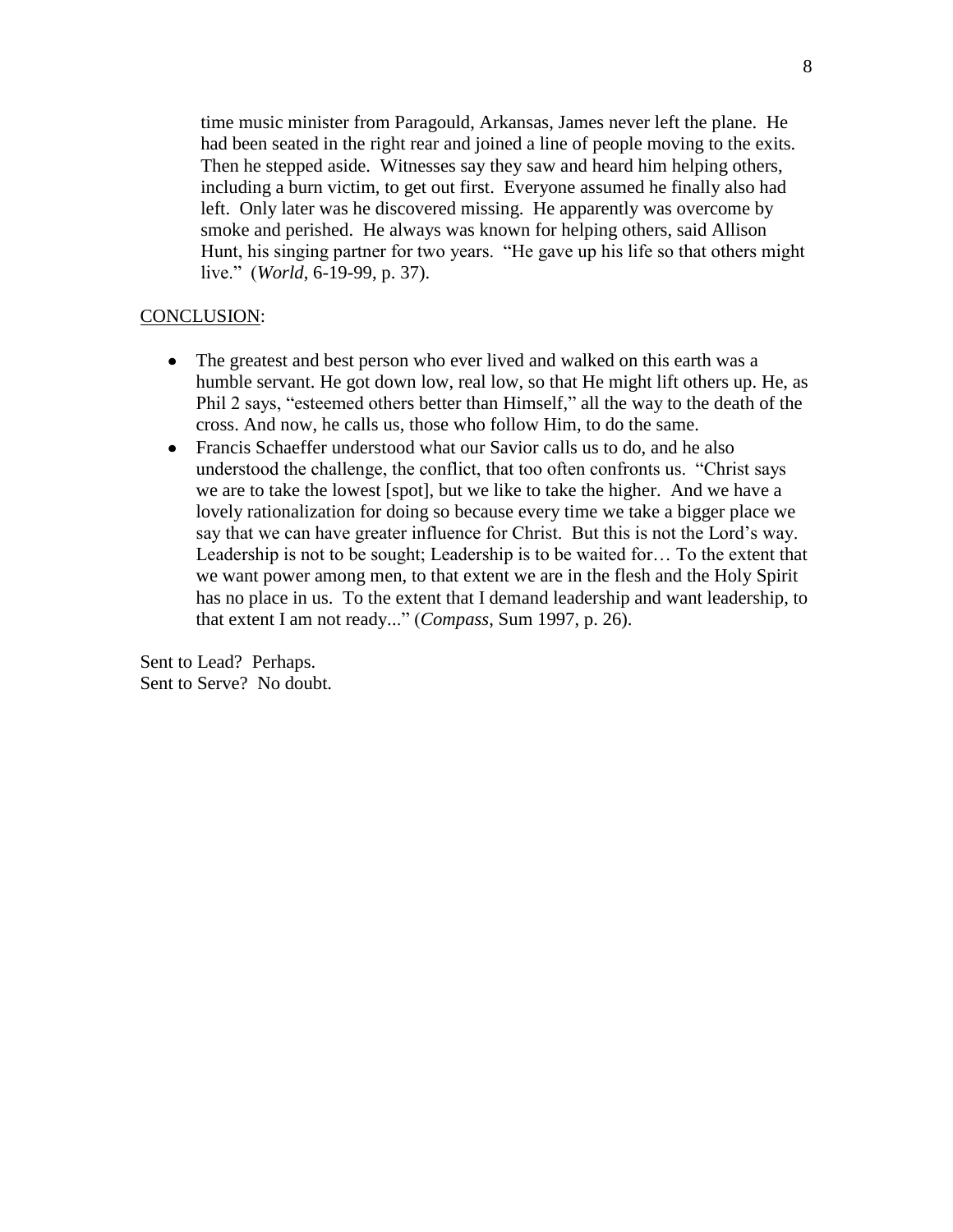> time music minister from Paragould, Arkansas, James never left the plane. He had been seated in the right rear and joined a line of people moving to the exits. Then he stepped aside. Witnesses say they saw and heard him helping others, including a burn victim, to get out first. Everyone assumed he finally also had left. Only later was he discovered missing. He apparently was overcome by smoke and perished. He always was known for helping others, said Allison Hunt, his singing partner for two years. "He gave up his life so that others might live." (*World*, 6-19-99, p. 37).

<u>CONCLUSION</u>:

- The greatest and best person who ever lived and walked on this earth was a humble servant. He got down low, real low, so that He might lift others up. He, as Phil 2 says, "esteemed others better than Himself," all the way to the death of the cross. And now, he calls us, those who follow Him, to do the same.
- Francis Schaeffer understood what our Savior calls us to do, and he also understood the challenge, the conflict, that too often confronts us. "Christ says we are to take the lowest [spot], but we like to take the higher. And we have a lovely rationalization for doing so because every time we take a bigger place we say that we can have greater influence for Christ. But this is not the Lord's way. Leadership is not to be sought; Leadership is to be waited for… To the extent that we want power among men, to that extent we are in the flesh and the Holy Spirit has no place in us. To the extent that I demand leadership and want leadership, to that extent I am not ready..." (*Compass*, Sum 1997, p. 26).

Sent to Lead? Perhaps.
Sent to Serve? No doubt.